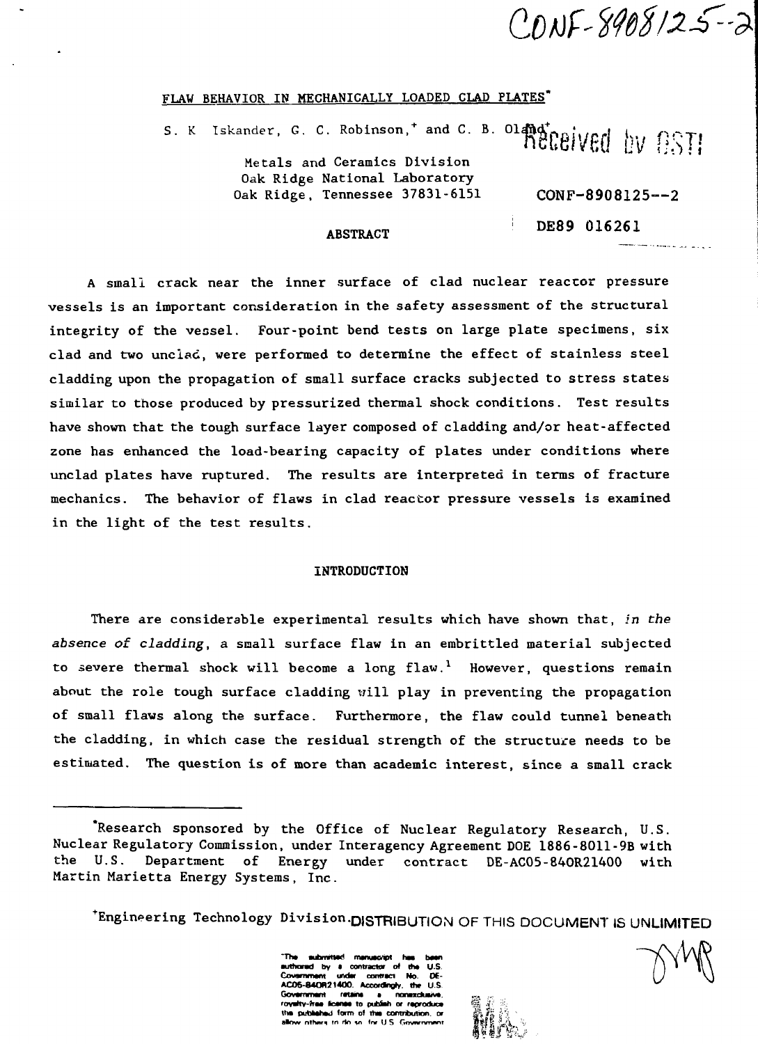CONF-8908125--2

# FLAW BEHAVIOR IN MECHANICALLY LOADED CLAD PLATES*

S. K. Iskander, G. C. Robinson,[+] and C. B. Oland[+]

Metals and Ceramics Division
Oak Ridge National Laboratory
Oak Ridge, Tennessee 37831-6151

CONF-8908125--2

DE89 016261

## ABSTRACT

A small crack near the inner surface of clad nuclear reactor pressure vessels is an important consideration in the safety assessment of the structural integrity of the vessel. Four-point bend tests on large plate specimens, six clad and two unclad, were performed to determine the effect of stainless steel cladding upon the propagation of small surface cracks subjected to stress states similar to those produced by pressurized thermal shock conditions. Test results have shown that the tough surface layer composed of cladding and/or heat-affected zone has enhanced the load-bearing capacity of plates under conditions where unclad plates have ruptured. The results are interpreted in terms of fracture mechanics. The behavior of flaws in clad reactor pressure vessels is examined in the light of the test results.

## INTRODUCTION

There are considerable experimental results which have shown that, *in the absence of cladding*, a small surface flaw in an embrittled material subjected to severe thermal shock will become a long flaw.[1] However, questions remain about the role tough surface cladding will play in preventing the propagation of small flaws along the surface. Furthermore, the flaw could tunnel beneath the cladding, in which case the residual strength of the structure needs to be estimated. The question is of more than academic interest, since a small crack

---

*Research sponsored by the Office of Nuclear Regulatory Research, U.S. Nuclear Regulatory Commission, under Interagency Agreement DOE 1886-8011-9B with the U.S. Department of Energy under contract DE-AC05-84OR21400 with Martin Marietta Energy Systems, Inc.

[+]Engineering Technology Division.

DISTRIBUTION OF THIS DOCUMENT IS UNLIMITED

"The submitted manuscript has been authored by a contractor of the U.S. Government under contract No. DE-AC05-84OR21400. Accordingly, the U.S. Government retains a nonexclusive, royalty-free license to publish or reproduce the published form of this contribution, or allow others to do so, for U.S. Government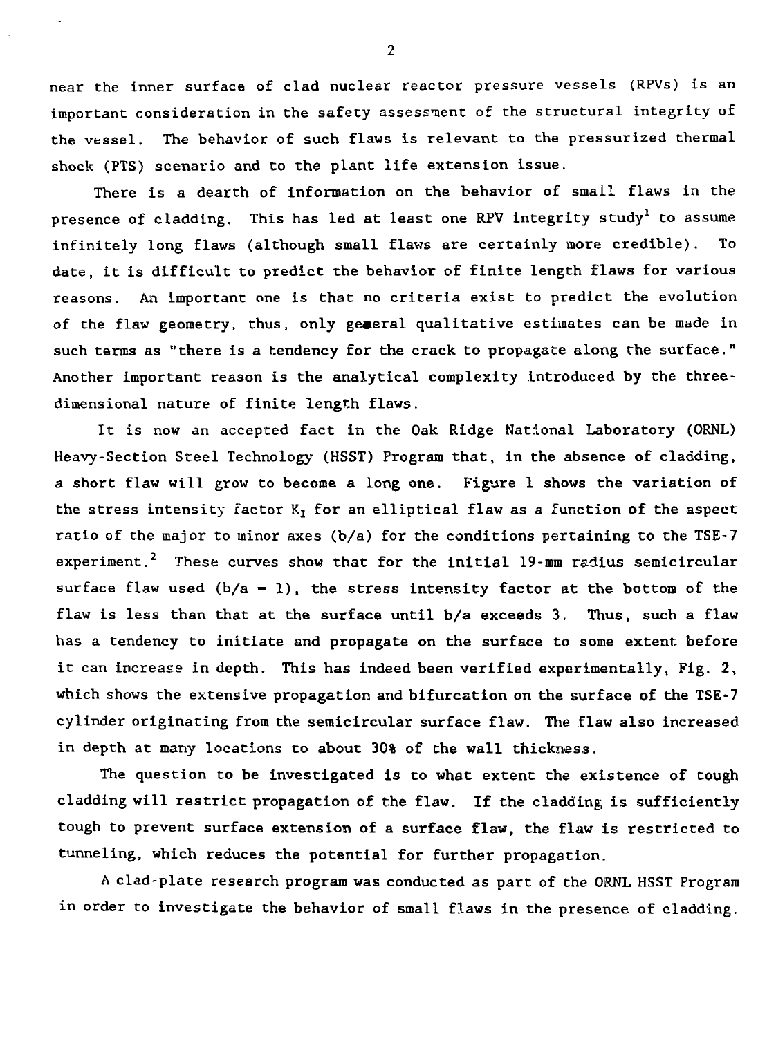near the inner surface of clad nuclear reactor pressure vessels (RPVs) is an important consideration in the safety assessment of the structural integrity of the vessel. The behavior of such flaws is relevant to the pressurized thermal shock (PTS) scenario and to the plant life extension issue.

There is a dearth of information on the behavior of small flaws in the presence of cladding. This has led at least one RPV integrity study[1] to assume infinitely long flaws (although small flaws are certainly more credible). To date, it is difficult to predict the behavior of finite length flaws for various reasons. An important one is that no criteria exist to predict the evolution of the flaw geometry, thus, only general qualitative estimates can be made in such terms as "there is a tendency for the crack to propagate along the surface." Another important reason is the analytical complexity introduced by the three-dimensional nature of finite length flaws.

It is now an accepted fact in the Oak Ridge National Laboratory (ORNL) Heavy-Section Steel Technology (HSST) Program that, in the absence of cladding, a short flaw will grow to become a long one. Figure 1 shows the variation of the stress intensity factor $K_I$ for an elliptical flaw as a function of the aspect ratio of the major to minor axes ($b/a$) for the conditions pertaining to the TSE-7 experiment.[2] These curves show that for the initial 19-mm radius semicircular surface flaw used ($b/a = 1$), the stress intensity factor at the bottom of the flaw is less than that at the surface until $b/a$ exceeds 3. Thus, such a flaw has a tendency to initiate and propagate on the surface to some extent before it can increase in depth. This has indeed been verified experimentally, Fig. 2, which shows the extensive propagation and bifurcation on the surface of the TSE-7 cylinder originating from the semicircular surface flaw. The flaw also increased in depth at many locations to about 30% of the wall thickness.

The question to be investigated is to what extent the existence of tough cladding will restrict propagation of the flaw. If the cladding is sufficiently tough to prevent surface extension of a surface flaw, the flaw is restricted to tunneling, which reduces the potential for further propagation.

A clad-plate research program was conducted as part of the ORNL HSST Program in order to investigate the behavior of small flaws in the presence of cladding.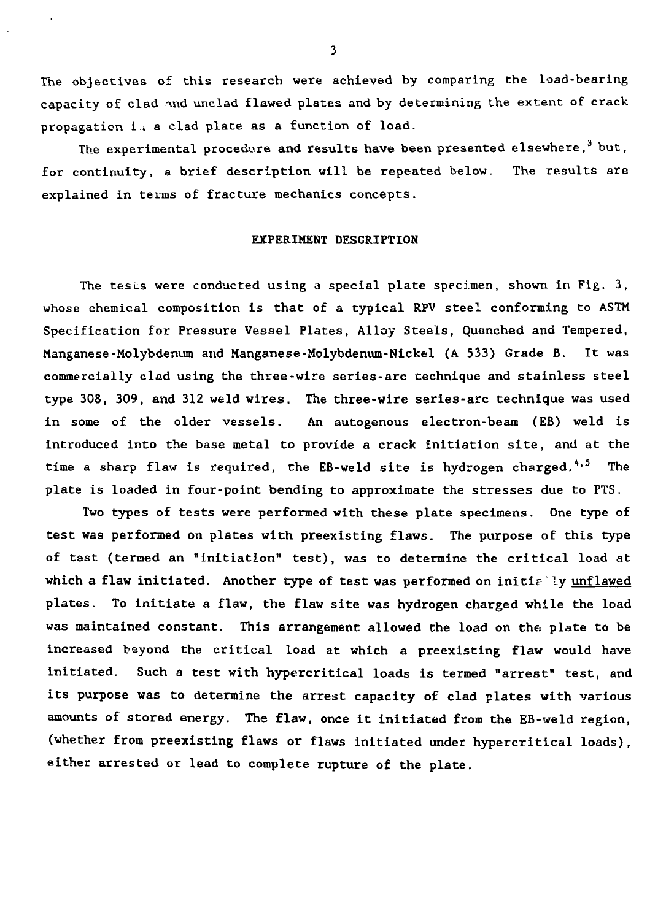The objectives of this research were achieved by comparing the load-bearing capacity of clad and unclad flawed plates and by determining the extent of crack propagation in a clad plate as a function of load.

The experimental procedure and results have been presented elsewhere,[3] but, for continuity, a brief description will be repeated below. The results are explained in terms of fracture mechanics concepts.

## EXPERIMENT DESCRIPTION

The tests were conducted using a special plate specimen, shown in Fig. 3, whose chemical composition is that of a typical RPV steel conforming to ASTM Specification for Pressure Vessel Plates, Alloy Steels, Quenched and Tempered, Manganese-Molybdenum and Manganese-Molybdenum-Nickel (A 533) Grade B. It was commercially clad using the three-wire series-arc technique and stainless steel type 308, 309, and 312 weld wires. The three-wire series-arc technique was used in some of the older vessels. An autogenous electron-beam (EB) weld is introduced into the base metal to provide a crack initiation site, and at the time a sharp flaw is required, the EB-weld site is hydrogen charged.[4,5] The plate is loaded in four-point bending to approximate the stresses due to PTS.

Two types of tests were performed with these plate specimens. One type of test was performed on plates with preexisting flaws. The purpose of this type of test (termed an "initiation" test), was to determine the critical load at which a flaw initiated. Another type of test was performed on initially unflawed plates. To initiate a flaw, the flaw site was hydrogen charged while the load was maintained constant. This arrangement allowed the load on the plate to be increased beyond the critical load at which a preexisting flaw would have initiated. Such a test with hypercritical loads is termed "arrest" test, and its purpose was to determine the arrest capacity of clad plates with various amounts of stored energy. The flaw, once it initiated from the EB-weld region, (whether from preexisting flaws or flaws initiated under hypercritical loads), either arrested or lead to complete rupture of the plate.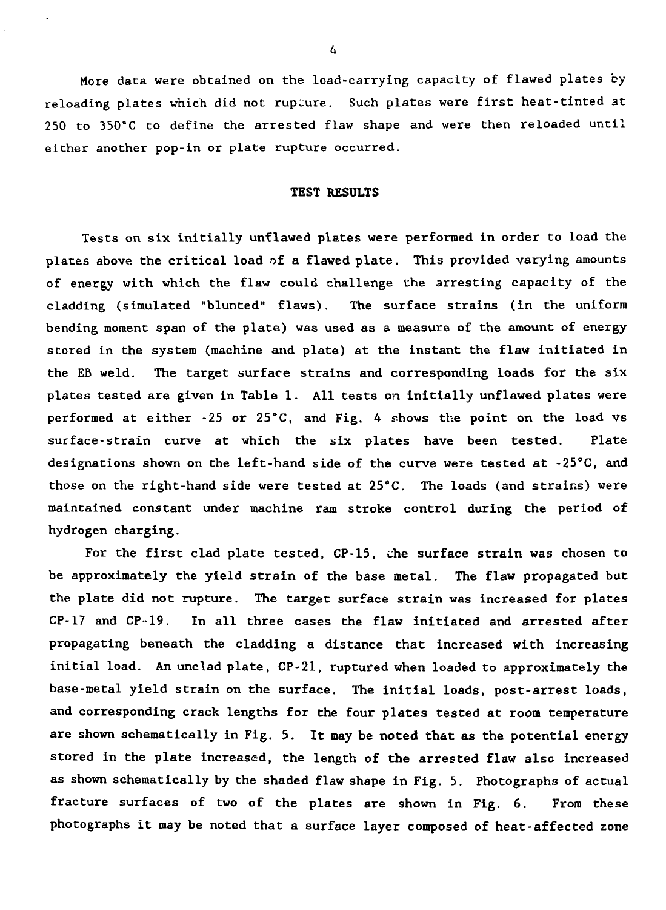More data were obtained on the load-carrying capacity of flawed plates by reloading plates which did not rupture. Such plates were first heat-tinted at 250 to 350°C to define the arrested flaw shape and were then reloaded until either another pop-in or plate rupture occurred.

## TEST RESULTS

Tests on six initially unflawed plates were performed in order to load the plates above the critical load of a flawed plate. This provided varying amounts of energy with which the flaw could challenge the arresting capacity of the cladding (simulated "blunted" flaws). The surface strains (in the uniform bending moment span of the plate) was used as a measure of the amount of energy stored in the system (machine and plate) at the instant the flaw initiated in the EB weld. The target surface strains and corresponding loads for the six plates tested are given in Table 1. All tests on initially unflawed plates were performed at either -25 or 25°C, and Fig. 4 shows the point on the load vs surface-strain curve at which the six plates have been tested. Plate designations shown on the left-hand side of the curve were tested at -25°C, and those on the right-hand side were tested at 25°C. The loads (and strains) were maintained constant under machine ram stroke control during the period of hydrogen charging.

For the first clad plate tested, CP-15, the surface strain was chosen to be approximately the yield strain of the base metal. The flaw propagated but the plate did not rupture. The target surface strain was increased for plates CP-17 and CP-19. In all three cases the flaw initiated and arrested after propagating beneath the cladding a distance that increased with increasing initial load. An unclad plate, CP-21, ruptured when loaded to approximately the base-metal yield strain on the surface. The initial loads, post-arrest loads, and corresponding crack lengths for the four plates tested at room temperature are shown schematically in Fig. 5. It may be noted that as the potential energy stored in the plate increased, the length of the arrested flaw also increased as shown schematically by the shaded flaw shape in Fig. 5. Photographs of actual fracture surfaces of two of the plates are shown in Fig. 6. From these photographs it may be noted that a surface layer composed of heat-affected zone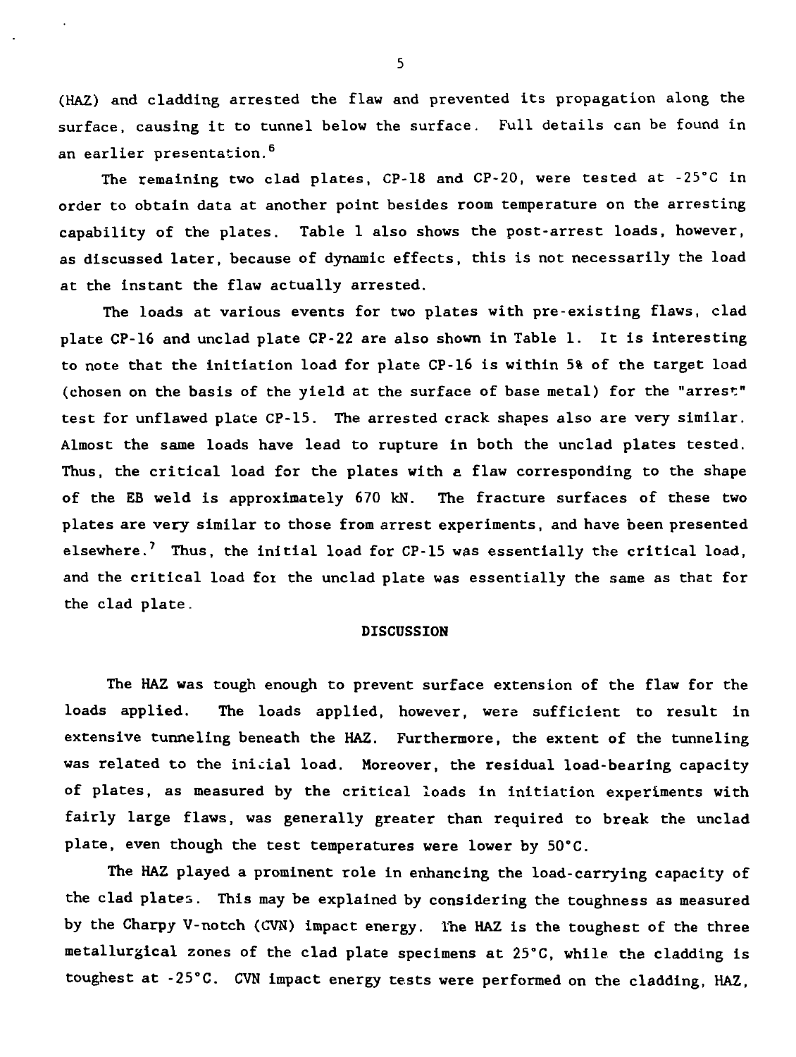(HAZ) and cladding arrested the flaw and prevented its propagation along the surface, causing it to tunnel below the surface. Full details can be found in an earlier presentation.[6]

The remaining two clad plates, CP-18 and CP-20, were tested at -25°C in order to obtain data at another point besides room temperature on the arresting capability of the plates. Table 1 also shows the post-arrest loads, however, as discussed later, because of dynamic effects, this is not necessarily the load at the instant the flaw actually arrested.

The loads at various events for two plates with pre-existing flaws, clad plate CP-16 and unclad plate CP-22 are also shown in Table 1. It is interesting to note that the initiation load for plate CP-16 is within 5% of the target load (chosen on the basis of the yield at the surface of base metal) for the "arrest" test for unflawed plate CP-15. The arrested crack shapes also are very similar. Almost the same loads have lead to rupture in both the unclad plates tested. Thus, the critical load for the plates with a flaw corresponding to the shape of the EB weld is approximately 670 kN. The fracture surfaces of these two plates are very similar to those from arrest experiments, and have been presented elsewhere.[7] Thus, the initial load for CP-15 was essentially the critical load, and the critical load for the unclad plate was essentially the same as that for the clad plate.

## DISCUSSION

The HAZ was tough enough to prevent surface extension of the flaw for the loads applied. The loads applied, however, were sufficient to result in extensive tunneling beneath the HAZ. Furthermore, the extent of the tunneling was related to the initial load. Moreover, the residual load-bearing capacity of plates, as measured by the critical loads in initiation experiments with fairly large flaws, was generally greater than required to break the unclad plate, even though the test temperatures were lower by 50°C.

The HAZ played a prominent role in enhancing the load-carrying capacity of the clad plates. This may be explained by considering the toughness as measured by the Charpy V-notch (CVN) impact energy. The HAZ is the toughest of the three metallurgical zones of the clad plate specimens at 25°C, while the cladding is toughest at -25°C. CVN impact energy tests were performed on the cladding, HAZ,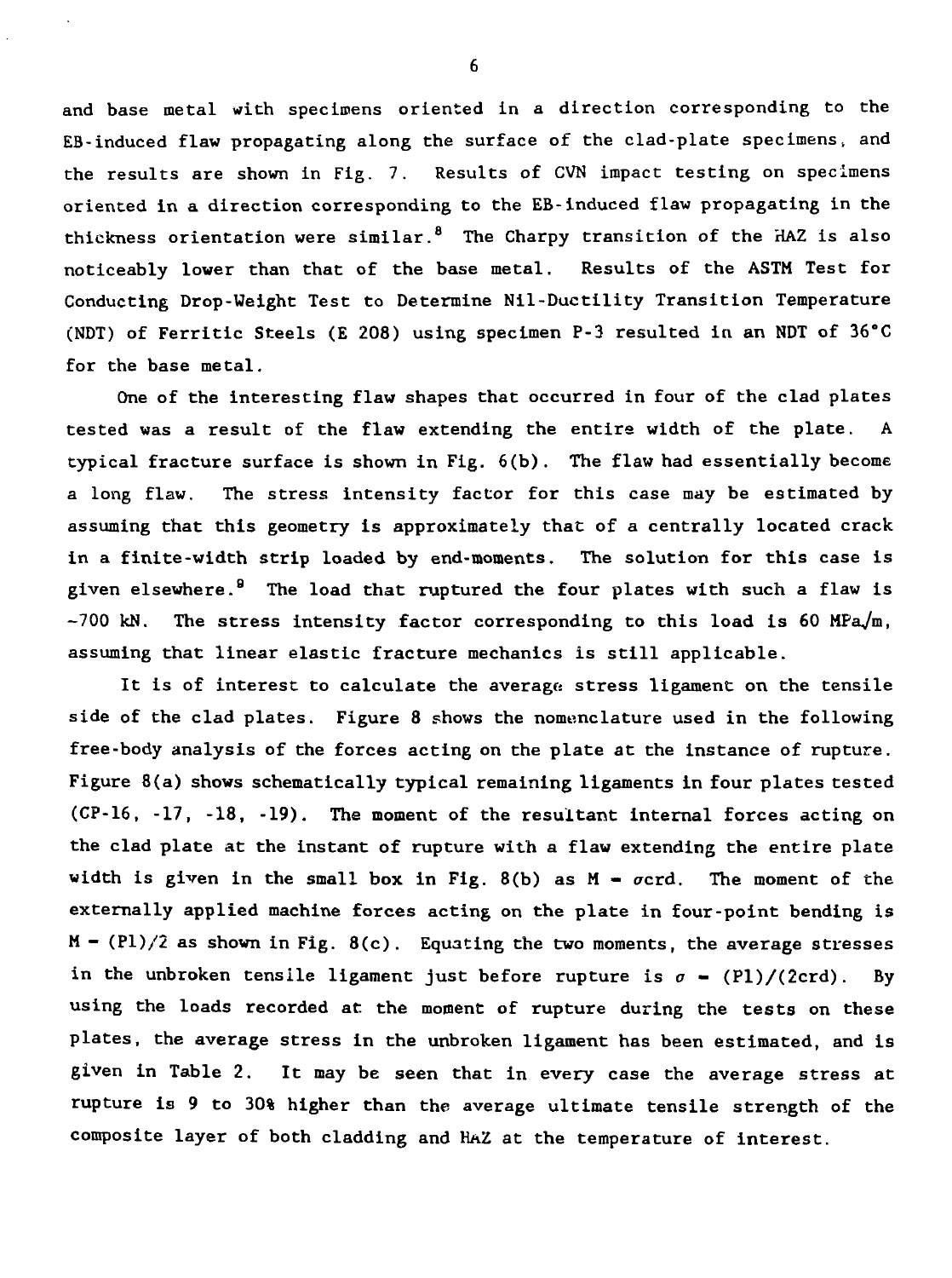and base metal with specimens oriented in a direction corresponding to the EB-induced flaw propagating along the surface of the clad-plate specimens, and the results are shown in Fig. 7. Results of CVN impact testing on specimens oriented in a direction corresponding to the EB-induced flaw propagating in the thickness orientation were similar.[8] The Charpy transition of the HAZ is also noticeably lower than that of the base metal. Results of the ASTM Test for Conducting Drop-Weight Test to Determine Nil-Ductility Transition Temperature (NDT) of Ferritic Steels (E 208) using specimen P-3 resulted in an NDT of 36°C for the base metal.

One of the interesting flaw shapes that occurred in four of the clad plates tested was a result of the flaw extending the entire width of the plate. A typical fracture surface is shown in Fig. 6(b). The flaw had essentially become a long flaw. The stress intensity factor for this case may be estimated by assuming that this geometry is approximately that of a centrally located crack in a finite-width strip loaded by end-moments. The solution for this case is given elsewhere.[9] The load that ruptured the four plates with such a flaw is ~700 kN. The stress intensity factor corresponding to this load is 60 $MPa\sqrt{m}$, assuming that linear elastic fracture mechanics is still applicable.

It is of interest to calculate the average stress ligament on the tensile side of the clad plates. Figure 8 shows the nomenclature used in the following free-body analysis of the forces acting on the plate at the instance of rupture. Figure 8(a) shows schematically typical remaining ligaments in four plates tested (CP-16, -17, -18, -19). The moment of the resultant internal forces acting on the clad plate at the instant of rupture with a flaw extending the entire plate width is given in the small box in Fig. 8(b) as $M = \sigma crd$. The moment of the externally applied machine forces acting on the plate in four-point bending is $M = (Pl)/2$ as shown in Fig. 8(c). Equating the two moments, the average stresses in the unbroken tensile ligament just before rupture is $\sigma = (Pl)/(2crd)$. By using the loads recorded at the moment of rupture during the tests on these plates, the average stress in the unbroken ligament has been estimated, and is given in Table 2. It may be seen that in every case the average stress at rupture is 9 to 30% higher than the average ultimate tensile strength of the composite layer of both cladding and HAZ at the temperature of interest.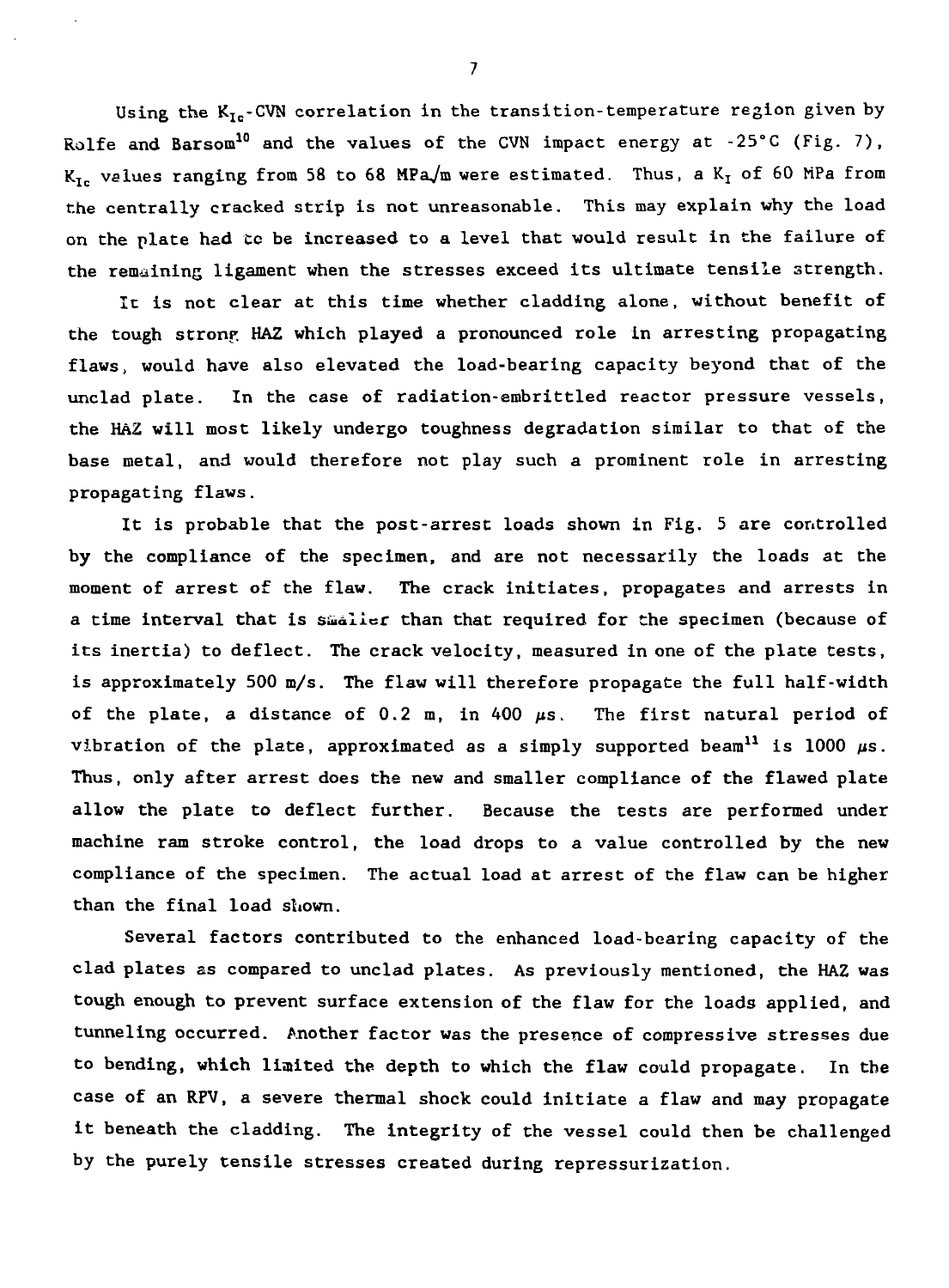Using the $K_{Ic}$-CVN correlation in the transition-temperature region given by Rolfe and Barsom[10] and the values of the CVN impact energy at -25°C (Fig. 7), $K_{Ic}$ values ranging from 58 to 68 MPa$\sqrt{m}$ were estimated. Thus, a $K_I$ of 60 MPa from the centrally cracked strip is not unreasonable. This may explain why the load on the plate had to be increased to a level that would result in the failure of the remaining ligament when the stresses exceed its ultimate tensile strength.

It is not clear at this time whether cladding alone, without benefit of the tough strong HAZ which played a pronounced role in arresting propagating flaws, would have also elevated the load-bearing capacity beyond that of the unclad plate. In the case of radiation-embrittled reactor pressure vessels, the HAZ will most likely undergo toughness degradation similar to that of the base metal, and would therefore not play such a prominent role in arresting propagating flaws.

It is probable that the post-arrest loads shown in Fig. 5 are controlled by the compliance of the specimen, and are not necessarily the loads at the moment of arrest of the flaw. The crack initiates, propagates and arrests in a time interval that is smaller than that required for the specimen (because of its inertia) to deflect. The crack velocity, measured in one of the plate tests, is approximately 500 m/s. The flaw will therefore propagate the full half-width of the plate, a distance of 0.2 m, in 400 $\mu$s. The first natural period of vibration of the plate, approximated as a simply supported beam[11] is 1000 $\mu$s. Thus, only after arrest does the new and smaller compliance of the flawed plate allow the plate to deflect further. Because the tests are performed under machine ram stroke control, the load drops to a value controlled by the new compliance of the specimen. The actual load at arrest of the flaw can be higher than the final load shown.

Several factors contributed to the enhanced load-bearing capacity of the clad plates as compared to unclad plates. As previously mentioned, the HAZ was tough enough to prevent surface extension of the flaw for the loads applied, and tunneling occurred. Another factor was the presence of compressive stresses due to bending, which limited the depth to which the flaw could propagate. In the case of an RPV, a severe thermal shock could initiate a flaw and may propagate it beneath the cladding. The integrity of the vessel could then be challenged by the purely tensile stresses created during repressurization.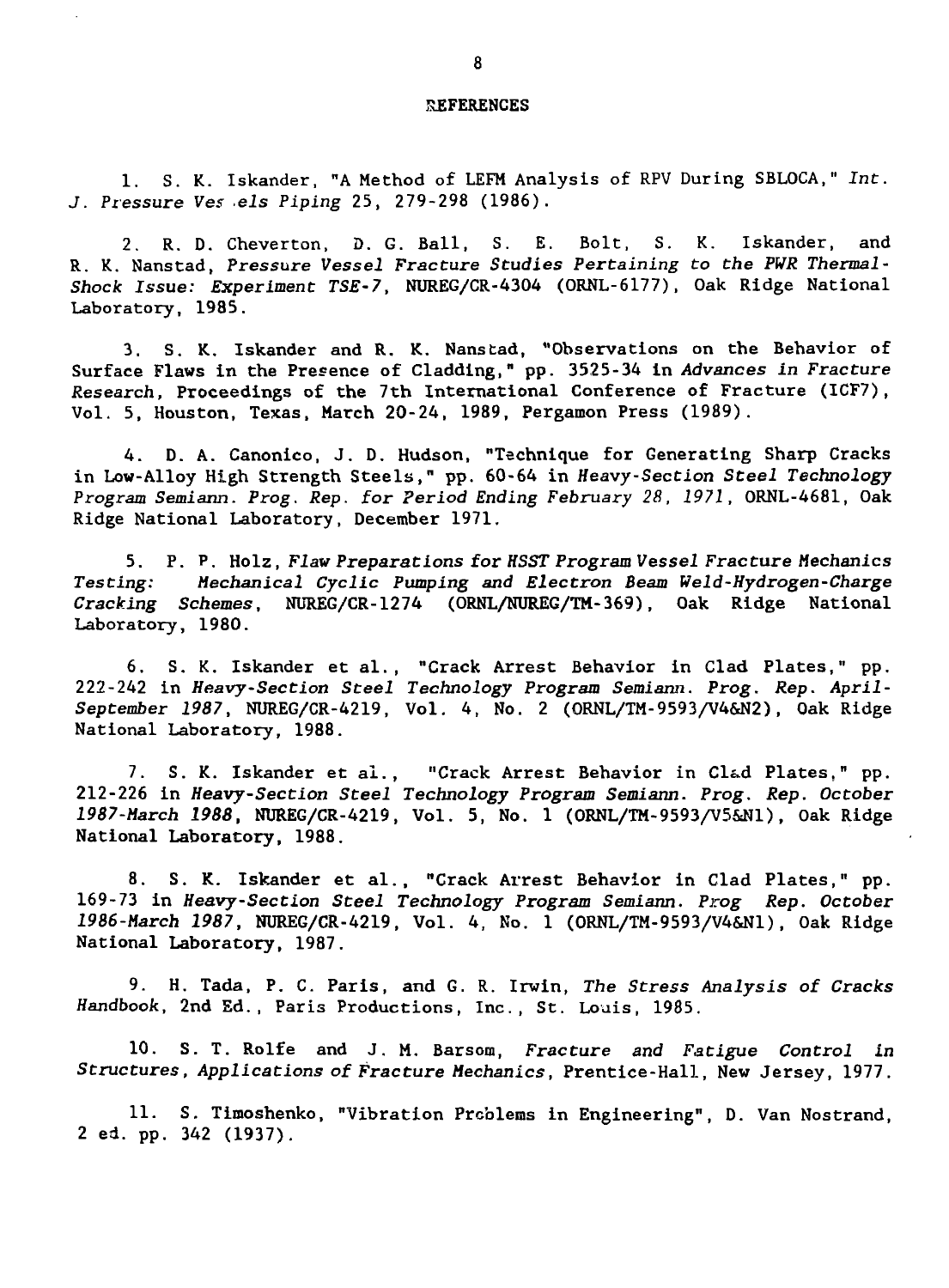## REFERENCES

1. S. K. Iskander, "A Method of LEFM Analysis of RPV During SBLOCA," *Int. J. Pressure Vessels Piping* 25, 279-298 (1986).

2. R. D. Cheverton, D. G. Ball, S. E. Bolt, S. K. Iskander, and R. K. Nanstad, *Pressure Vessel Fracture Studies Pertaining to the PWR Thermal-Shock Issue: Experiment TSE-7*, NUREG/CR-4304 (ORNL-6177), Oak Ridge National Laboratory, 1985.

3. S. K. Iskander and R. K. Nanstad, "Observations on the Behavior of Surface Flaws in the Presence of Cladding," pp. 3525-34 in *Advances in Fracture Research*, Proceedings of the 7th International Conference of Fracture (ICF7), Vol. 5, Houston, Texas, March 20-24, 1989, Pergamon Press (1989).

4. D. A. Canonico, J. D. Hudson, "Technique for Generating Sharp Cracks in Low-Alloy High Strength Steels," pp. 60-64 in *Heavy-Section Steel Technology Program Semiann. Prog. Rep. for Period Ending February 28, 1971*, ORNL-4681, Oak Ridge National Laboratory, December 1971.

5. P. P. Holz, *Flaw Preparations for HSST Program Vessel Fracture Mechanics Testing: Mechanical Cyclic Pumping and Electron Beam Weld-Hydrogen-Charge Cracking Schemes*, NUREG/CR-1274 (ORNL/NUREG/TM-369), Oak Ridge National Laboratory, 1980.

6. S. K. Iskander et al., "Crack Arrest Behavior in Clad Plates," pp. 222-242 in *Heavy-Section Steel Technology Program Semiann. Prog. Rep. April-September 1987*, NUREG/CR-4219, Vol. 4, No. 2 (ORNL/TM-9593/V4&N2), Oak Ridge National Laboratory, 1988.

7. S. K. Iskander et al., "Crack Arrest Behavior in Clad Plates," pp. 212-226 in *Heavy-Section Steel Technology Program Semiann. Prog. Rep. October 1987-March 1988*, NUREG/CR-4219, Vol. 5, No. 1 (ORNL/TM-9593/V5&N1), Oak Ridge National Laboratory, 1988.

8. S. K. Iskander et al., "Crack Arrest Behavior in Clad Plates," pp. 169-73 in *Heavy-Section Steel Technology Program Semiann. Prog Rep. October 1986-March 1987*, NUREG/CR-4219, Vol. 4, No. 1 (ORNL/TM-9593/V4&N1), Oak Ridge National Laboratory, 1987.

9. H. Tada, P. C. Paris, and G. R. Irwin, *The Stress Analysis of Cracks Handbook*, 2nd Ed., Paris Productions, Inc., St. Louis, 1985.

10. S. T. Rolfe and J. M. Barsom, *Fracture and Fatigue Control in Structures, Applications of Fracture Mechanics*, Prentice-Hall, New Jersey, 1977.

11. S. Timoshenko, "Vibration Problems in Engineering", D. Van Nostrand, 2 ed. pp. 342 (1937).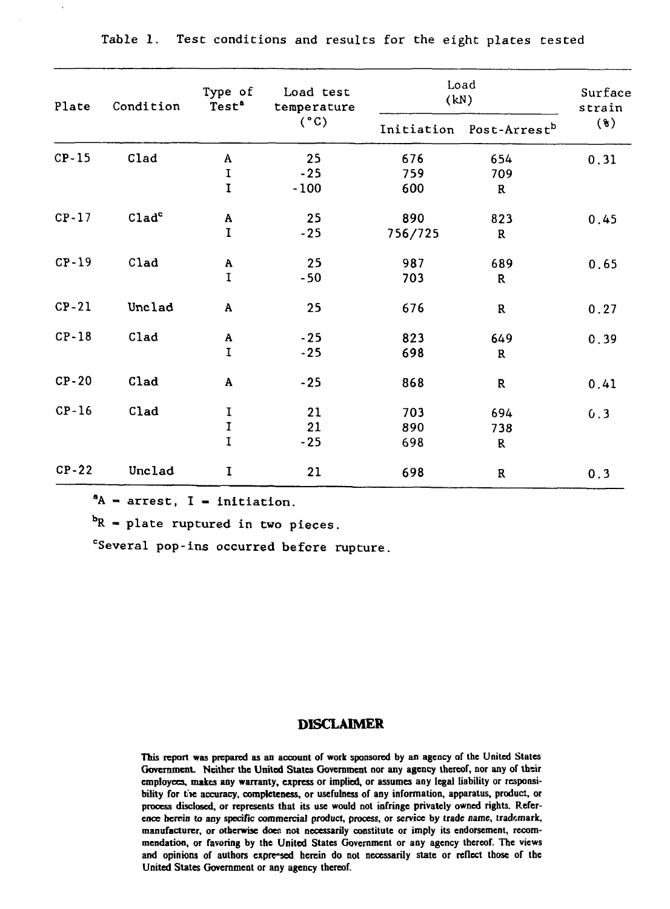Table 1. Test conditions and results for the eight plates tested

| Plate | Condition | Type of Test[a] | Load test temperature (°C) | Load (kN) Initiation | Load (kN) Post-Arrest[b] | Surface strain (%) |
|---|---|---|---|---|---|---|
| CP-15 | Clad | A | 25 | 676 | 654 | 0.31 |
| | | I | -25 | 759 | 709 | |
| | | I | -100 | 600 | R | |
| CP-17 | Clad[c] | A | 25 | 890 | 823 | 0.45 |
| | | I | -25 | 756/725 | R | |
| CP-19 | Clad | A | 25 | 987 | 689 | 0.65 |
| | | I | -50 | 703 | R | |
| CP-21 | Unclad | A | 25 | 676 | R | 0.27 |
| CP-18 | Clad | A | -25 | 823 | 649 | 0.39 |
| | | I | -25 | 698 | R | |
| CP-20 | Clad | A | -25 | 868 | R | 0.41 |
| CP-16 | Clad | I | 21 | 703 | 694 | 0.3 |
| | | I | 21 | 890 | 738 | |
| | | I | -25 | 698 | R | |
| CP-22 | Unclad | I | 21 | 698 | R | 0.3 |

[a]A = arrest, I = initiation.

[b]R = plate ruptured in two pieces.

[c]Several pop-ins occurred before rupture.

**DISCLAIMER**

This report was prepared as an account of work sponsored by an agency of the United States Government. Neither the United States Government nor any agency thereof, nor any of their employees, makes any warranty, express or implied, or assumes any legal liability or responsibility for the accuracy, completeness, or usefulness of any information, apparatus, product, or process disclosed, or represents that its use would not infringe privately owned rights. Reference herein to any specific commercial product, process, or service by trade name, trademark, manufacturer, or otherwise does not necessarily constitute or imply its endorsement, recommendation, or favoring by the United States Government or any agency thereof. The views and opinions of authors expressed herein do not necessarily state or reflect those of the United States Government or any agency thereof.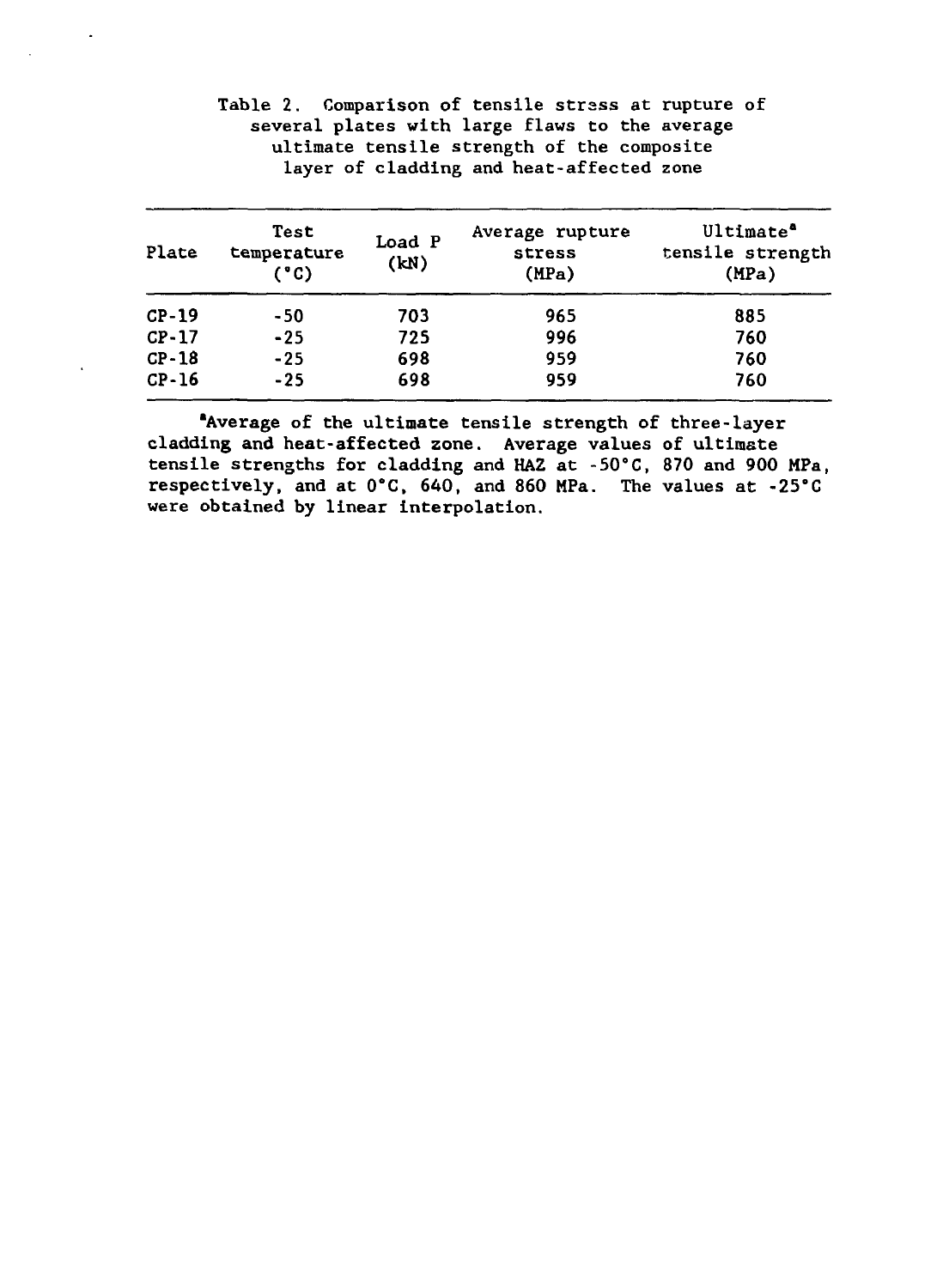Table 2. Comparison of tensile stress at rupture of several plates with large flaws to the average ultimate tensile strength of the composite layer of cladding and heat-affected zone

| Plate | Test temperature (°C) | Load P (kN) | Average rupture stress (MPa) | Ultimate[a] tensile strength (MPa) |
|---|---|---|---|---|
| CP-19 | -50 | 703 | 965 | 885 |
| CP-17 | -25 | 725 | 996 | 760 |
| CP-18 | -25 | 698 | 959 | 760 |
| CP-16 | -25 | 698 | 959 | 760 |

[a]Average of the ultimate tensile strength of three-layer cladding and heat-affected zone. Average values of ultimate tensile strengths for cladding and HAZ at -50°C, 870 and 900 MPa, respectively, and at 0°C, 640, and 860 MPa. The values at -25°C were obtained by linear interpolation.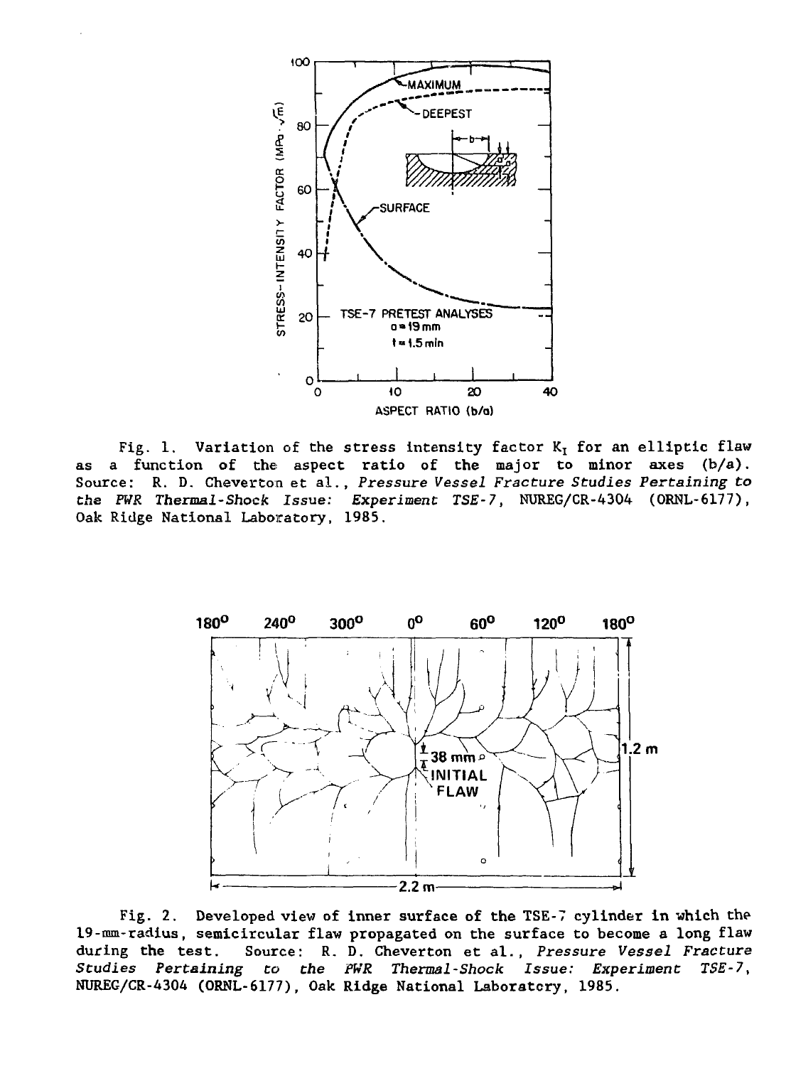Fig. 1. Variation of the stress intensity factor $K_I$ for an elliptic flaw as a function of the aspect ratio of the major to minor axes (b/a). Source: R. D. Cheverton et al., *Pressure Vessel Fracture Studies Pertaining to the PWR Thermal-Shock Issue: Experiment TSE-7*, NUREG/CR-4304 (ORNL-6177), Oak Ridge National Laboratory, 1985.

Fig. 2. Developed view of inner surface of the TSE-7 cylinder in which the 19-mm-radius, semicircular flaw propagated on the surface to become a long flaw during the test. Source: R. D. Cheverton et al., *Pressure Vessel Fracture Studies Pertaining to the PWR Thermal-Shock Issue: Experiment TSE-7*, NUREG/CR-4304 (ORNL-6177), Oak Ridge National Laboratory, 1985.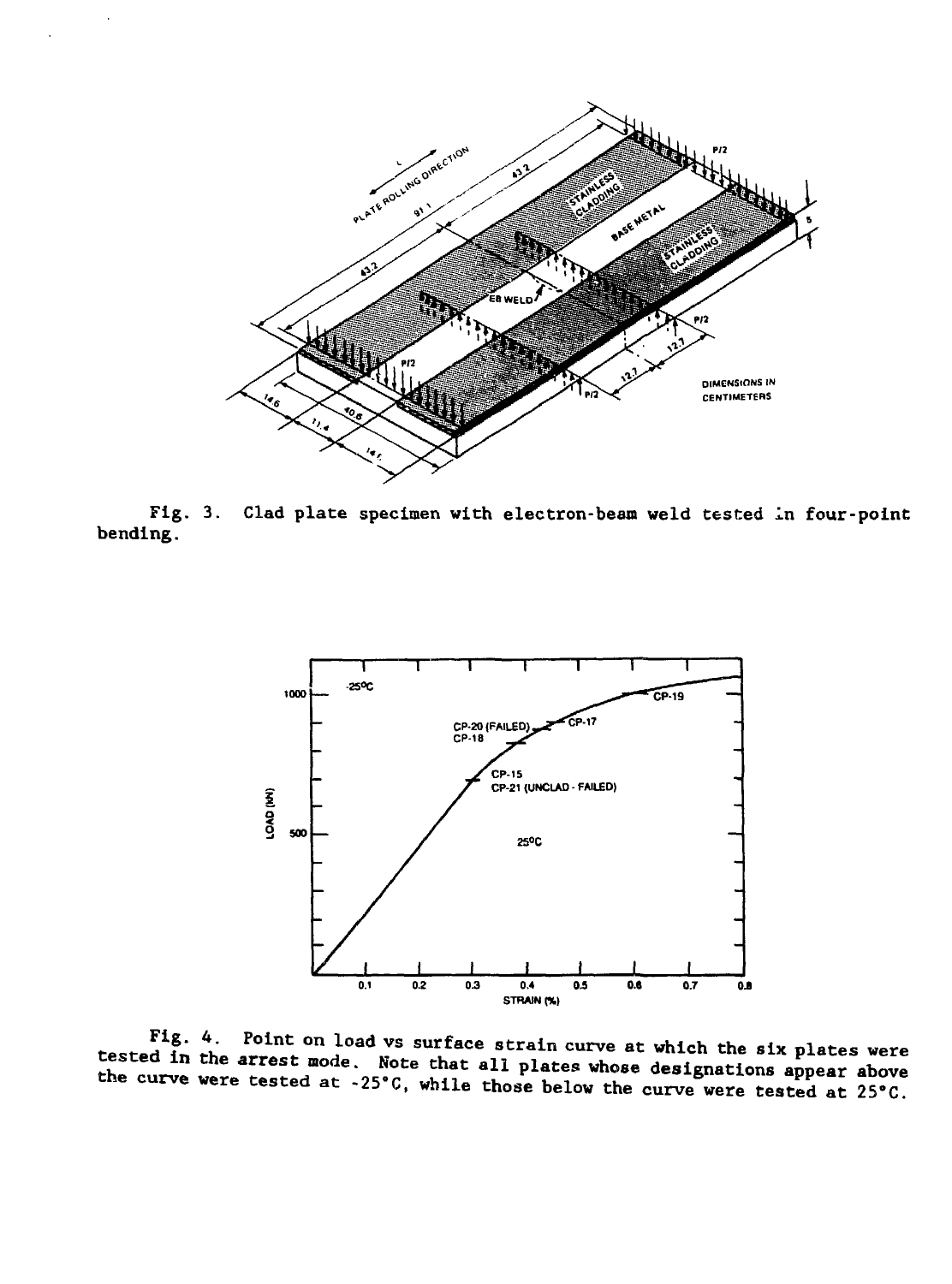Fig. 3. Clad plate specimen with electron-beam weld tested in four-point bending.

Fig. 4. Point on load vs surface strain curve at which the six plates were tested in the arrest mode. Note that all plates whose designations appear above the curve were tested at -25°C, while those below the curve were tested at 25°C.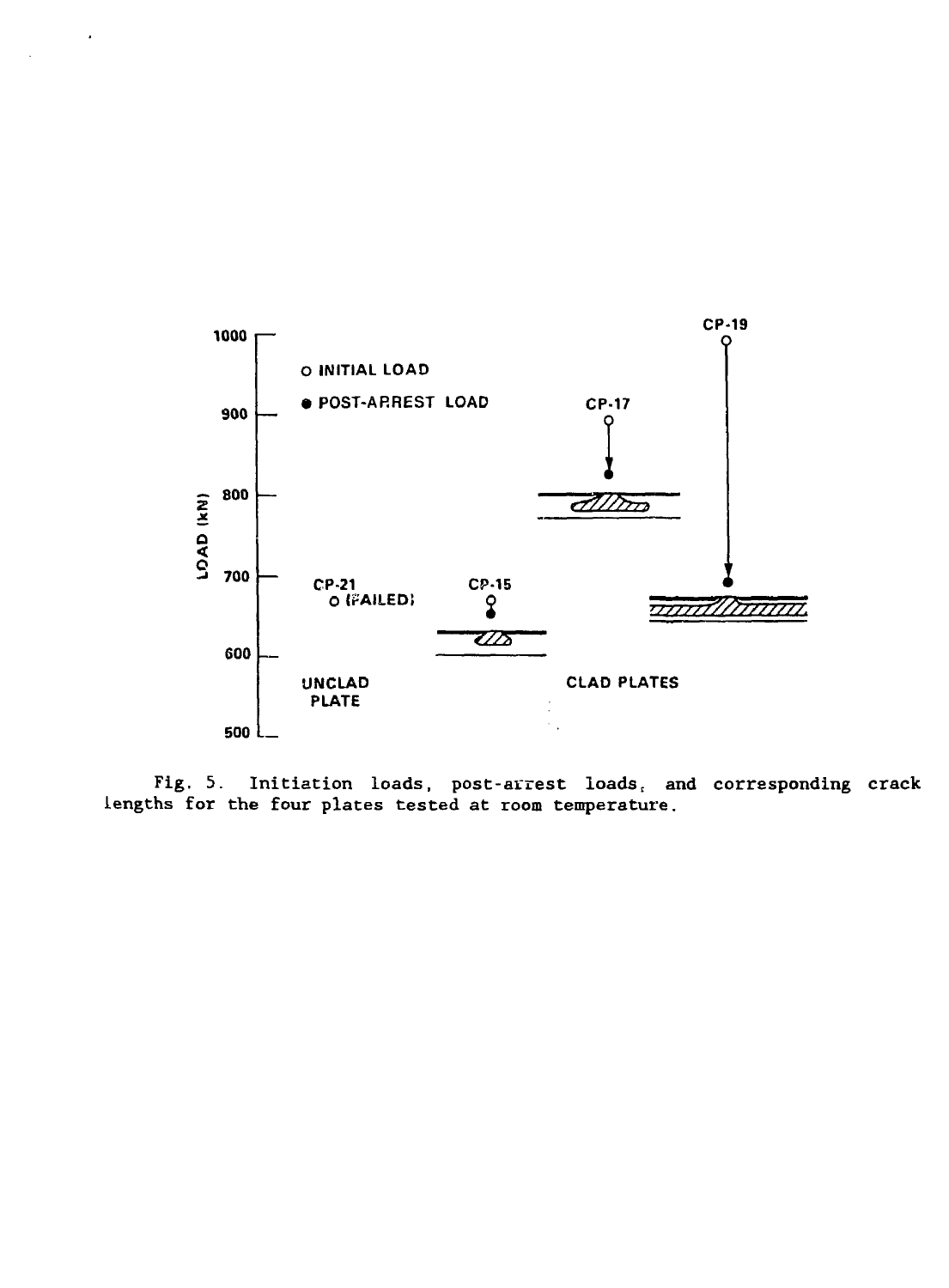Fig. 5. Initiation loads, post-arrest loads, and corresponding crack lengths for the four plates tested at room temperature.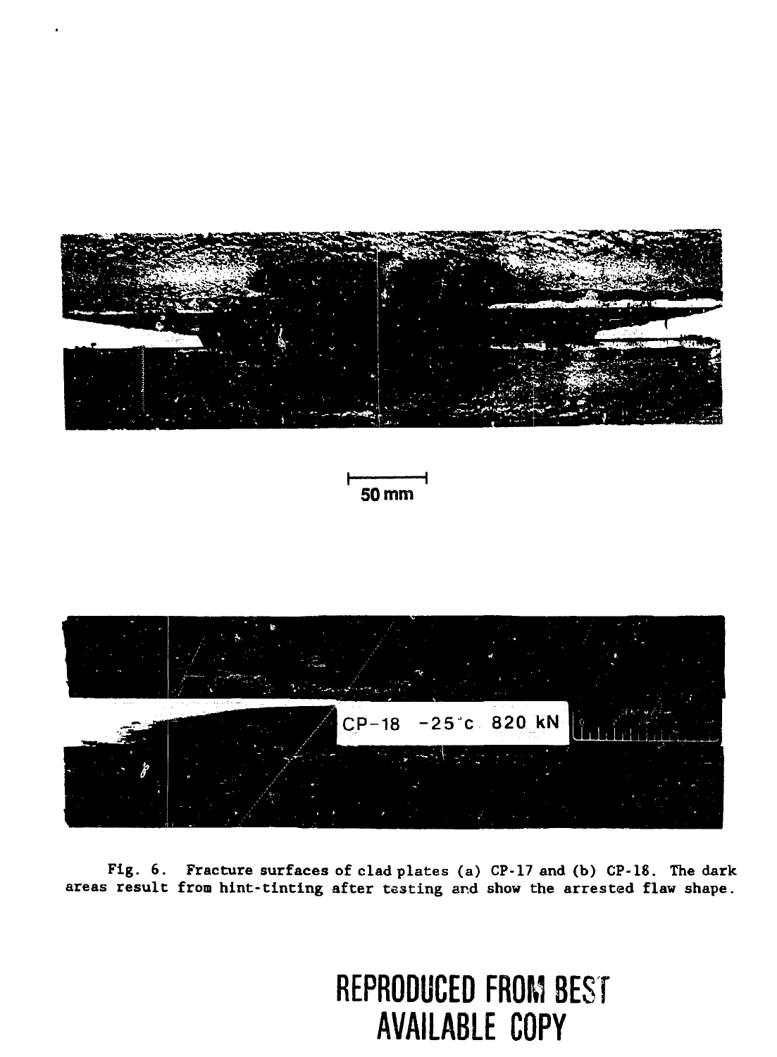Fig. 6. Fracture surfaces of clad plates (a) CP-17 and (b) CP-18. The dark areas result from hint-tinting after testing and show the arrested flaw shape.

REPRODUCED FROM BEST AVAILABLE COPY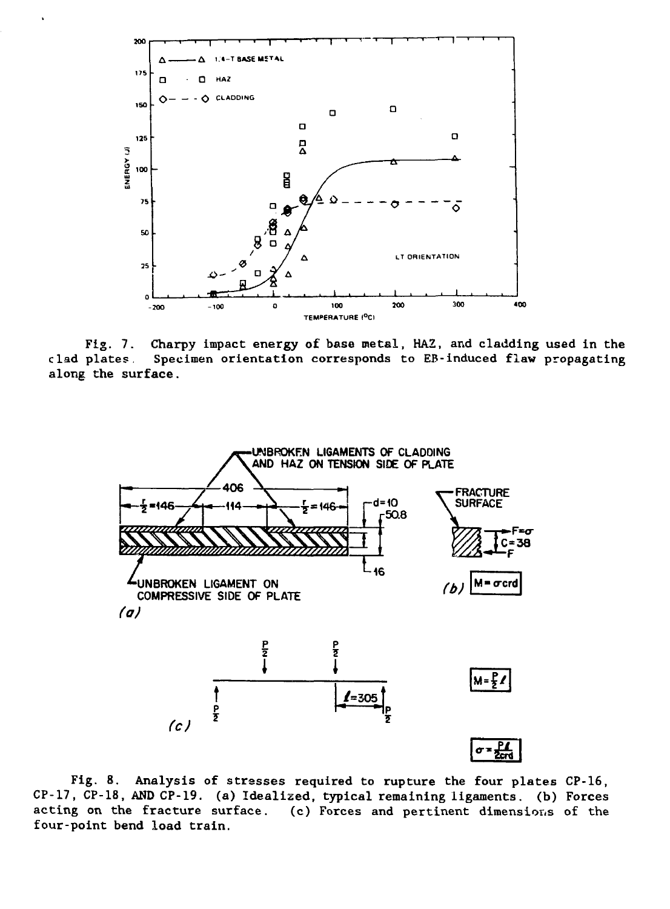200

175

150

125

100

75

50

25

0

ENERGY (J)

-200 -100 0 100 200 300 400

TEMPERATURE (°C)

Δ —— Δ 1/4-T BASE METAL

□ · □ HAZ

◇ — — ◇ CLADDING

LT ORIENTATION

Fig. 7. Charpy impact energy of base metal, HAZ, and cladding used in the clad plates. Specimen orientation corresponds to EB-induced flaw propagating along the surface.

UNBROKEN LIGAMENTS OF CLADDING AND HAZ ON TENSION SIDE OF PLATE

406

$\frac{r}{2}$ = 146

114

$\frac{r}{2}$ = 146

d = 10

50.8

16

UNBROKEN LIGAMENT ON COMPRESSIVE SIDE OF PLATE

(a)

FRACTURE SURFACE

F = σ

C = 38

F

(b)

$M = \sigma crd$

$\frac{P}{2}$

$\frac{P}{2}$

$\frac{P}{2}$

$\ell = 305$

$\frac{P}{2}$

(c)

$M = \frac{P}{2}\ell$

$\sigma = \frac{P\ell}{2crd}$

Fig. 8. Analysis of stresses required to rupture the four plates CP-16, CP-17, CP-18, AND CP-19. (a) Idealized, typical remaining ligaments. (b) Forces acting on the fracture surface. (c) Forces and pertinent dimensions of the four-point bend load train.